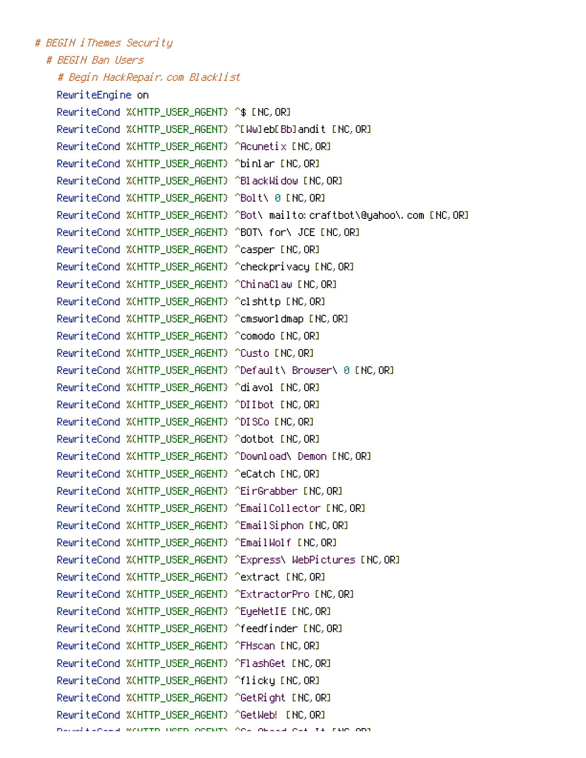```
# BEGIN iThemes Security
	# BEGIN Ban Users
		# Begin HackRepair.com Blacklist
		RewriteEngine on
		RewriteCond %{HTTP_USER_AGENT} ^$ [NC,OR]
		RewriteCond %{HTTP_USER_AGENT} ^[Ww]eb[Bb]andit [NC,OR]
		RewriteCond %{HTTP_USER_AGENT} ^Acunetix [NC,OR]
		RewriteCond %{HTTP_USER_AGENT} ^binlar [NC,OR]
		RewriteCond %{HTTP_USER_AGENT} ^BlackWidow [NC,OR]
		RewriteCond %{HTTP_USER_AGENT} ^Bolt\ 0 [NC,OR]
		RewriteCond %{HTTP_USER_AGENT} ^Bot\ mailto:craftbot\@yahoo\.com [NC,OR]
		RewriteCond %{HTTP_USER_AGENT} ^BOT\ for\ JCE [NC,OR]
		RewriteCond %{HTTP_USER_AGENT} ^casper [NC,OR]
		RewriteCond %{HTTP_USER_AGENT} ^checkprivacy [NC,OR]
		RewriteCond %{HTTP_USER_AGENT} ^ChinaClaw [NC,OR]
		RewriteCond %{HTTP_USER_AGENT} ^clshttp [NC,OR]
		RewriteCond %{HTTP_USER_AGENT} ^cmsworldmap [NC,OR]
		RewriteCond %{HTTP_USER_AGENT} ^comodo [NC,OR]
		RewriteCond %{HTTP_USER_AGENT} ^Custo [NC,OR]
		RewriteCond %{HTTP_USER_AGENT} ^Default\ Browser\ 0 [NC,OR]
		RewriteCond %{HTTP_USER_AGENT} ^diavol [NC,OR]
		RewriteCond %{HTTP_USER_AGENT} ^DIIbot [NC,OR]
		RewriteCond %{HTTP_USER_AGENT} ^DISCo [NC,OR]
		RewriteCond %{HTTP_USER_AGENT} ^dotbot [NC,OR]
		RewriteCond %{HTTP_USER_AGENT} ^Download\ Demon [NC,OR]
		RewriteCond %{HTTP_USER_AGENT} ^eCatch [NC,OR]
		RewriteCond %{HTTP_USER_AGENT} ^EirGrabber [NC,OR]
		RewriteCond %{HTTP_USER_AGENT} ^EmailCollector [NC,OR]
		RewriteCond %{HTTP_USER_AGENT} ^EmailSiphon [NC,OR]
		RewriteCond %{HTTP_USER_AGENT} ^EmailWolf [NC,OR]
		RewriteCond %{HTTP_USER_AGENT} ^Express\ WebPictures [NC,OR]
		RewriteCond %{HTTP_USER_AGENT} ^extract [NC,OR]
		RewriteCond %{HTTP_USER_AGENT} ^ExtractorPro [NC,OR]
		RewriteCond %{HTTP_USER_AGENT} ^EyeNetIE [NC,OR]
		RewriteCond %{HTTP_USER_AGENT} ^feedfinder [NC,OR]
		RewriteCond %{HTTP_USER_AGENT} ^FHscan [NC,OR]
		RewriteCond %{HTTP_USER_AGENT} ^FlashGet [NC,OR]
		RewriteCond %{HTTP_USER_AGENT} ^flicky [NC,OR]
		RewriteCond %{HTTP_USER_AGENT} ^GetRight [NC,OR]
		RewriteCond %{HTTP_USER_AGENT} ^GetWeb! [NC,OR]
```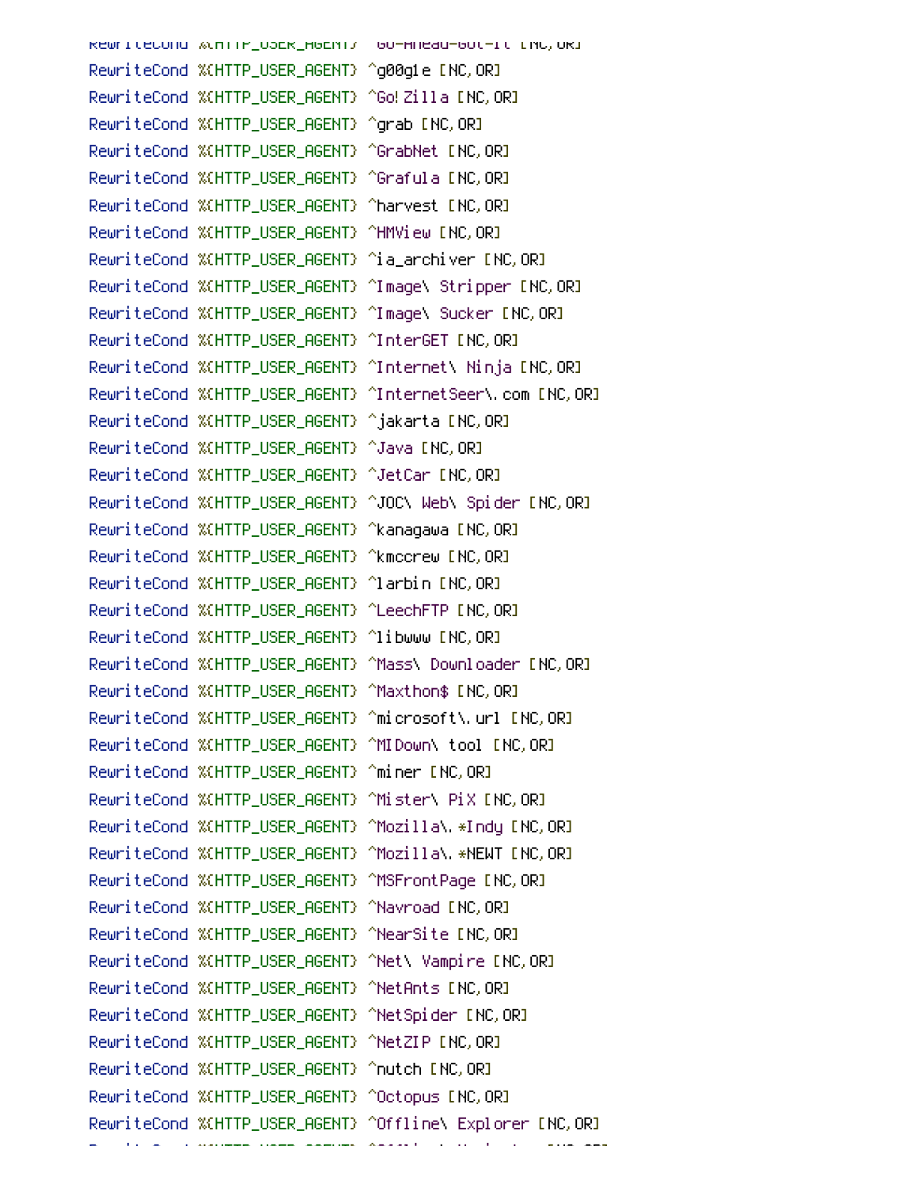```
RewriteCond %{HTTP_USER_AGENT} ^Go-Ahead-Got-It [NC,OR]
RewriteCond %{HTTP_USER_AGENT} ^gotit [NC,OR]
RewriteCond %{HTTP_USER_AGENT} ^Go!Zilla [NC,OR]
RewriteCond %{HTTP_USER_AGENT} ^grab [NC,OR]
RewriteCond %{HTTP_USER_AGENT} ^GrabNet [NC,OR]
RewriteCond %{HTTP_USER_AGENT} ^Grafula [NC,OR]
RewriteCond %{HTTP_USER_AGENT} ^harvest [NC,OR]
RewriteCond %{HTTP_USER_AGENT} ^HMView [NC,OR]
RewriteCond %{HTTP_USER_AGENT} ^ia_archiver [NC,OR]
RewriteCond %{HTTP_USER_AGENT} ^Image\ Stripper [NC,OR]
RewriteCond %{HTTP_USER_AGENT} ^Image\ Sucker [NC,OR]
RewriteCond %{HTTP_USER_AGENT} ^InterGET [NC,OR]
RewriteCond %{HTTP_USER_AGENT} ^Internet\ Ninja [NC,OR]
RewriteCond %{HTTP_USER_AGENT} ^InternetSeer\.com [NC,OR]
RewriteCond %{HTTP_USER_AGENT} ^jakarta [NC,OR]
RewriteCond %{HTTP_USER_AGENT} ^Java [NC,OR]
RewriteCond %{HTTP_USER_AGENT} ^JetCar [NC,OR]
RewriteCond %{HTTP_USER_AGENT} ^JOC\ Web\ Spider [NC,OR]
RewriteCond %{HTTP_USER_AGENT} ^kanagawa [NC,OR]
RewriteCond %{HTTP_USER_AGENT} ^kmccrew [NC,OR]
RewriteCond %{HTTP_USER_AGENT} ^larbin [NC,OR]
RewriteCond %{HTTP_USER_AGENT} ^LeechFTP [NC,OR]
RewriteCond %{HTTP_USER_AGENT} ^libwww [NC,OR]
RewriteCond %{HTTP_USER_AGENT} ^Mass\ Downloader [NC,OR]
RewriteCond %{HTTP_USER_AGENT} ^Maxthon$ [NC,OR]
RewriteCond %{HTTP_USER_AGENT} ^microsoft\.url [NC,OR]
RewriteCond %{HTTP_USER_AGENT} ^MIDown\ tool [NC,OR]
RewriteCond %{HTTP_USER_AGENT} ^miner [NC,OR]
RewriteCond %{HTTP_USER_AGENT} ^Mister\ PiX [NC,OR]
RewriteCond %{HTTP_USER_AGENT} ^Mozilla\.*Indy [NC,OR]
RewriteCond %{HTTP_USER_AGENT} ^Mozilla\.*NEWT [NC,OR]
RewriteCond %{HTTP_USER_AGENT} ^MSFrontPage [NC,OR]
RewriteCond %{HTTP_USER_AGENT} ^Navroad [NC,OR]
RewriteCond %{HTTP_USER_AGENT} ^NearSite [NC,OR]
RewriteCond %{HTTP_USER_AGENT} ^Net\ Vampire [NC,OR]
RewriteCond %{HTTP_USER_AGENT} ^NetAnts [NC,OR]
RewriteCond %{HTTP_USER_AGENT} ^NetSpider [NC,OR]
RewriteCond %{HTTP_USER_AGENT} ^NetZIP [NC,OR]
RewriteCond %{HTTP_USER_AGENT} ^nutch [NC,OR]
RewriteCond %{HTTP_USER_AGENT} ^Octopus [NC,OR]
RewriteCond %{HTTP_USER_AGENT} ^Offline\ Explorer [NC,OR]
```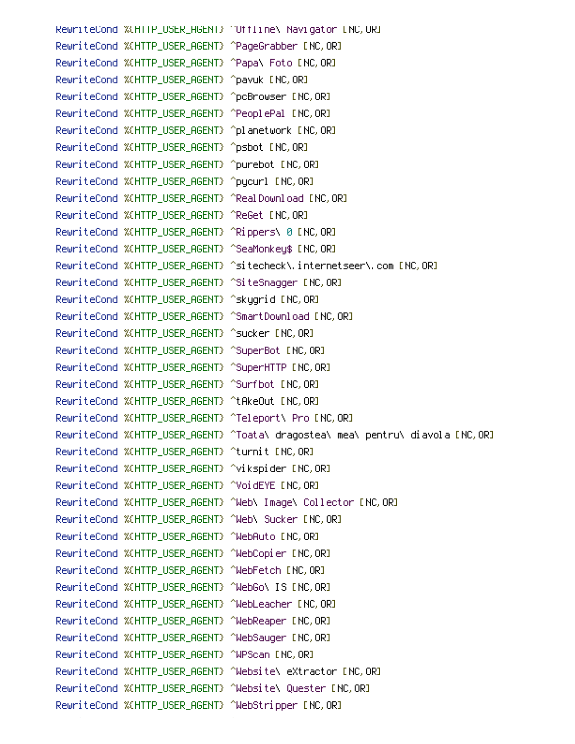```
RewriteCond %{HTTP_USER_AGENT} ^Offline\ Navigator [NC,OR]
RewriteCond %{HTTP_USER_AGENT} ^PageGrabber [NC,OR]
RewriteCond %{HTTP_USER_AGENT} ^Papa\ Foto [NC,OR]
RewriteCond %{HTTP_USER_AGENT} ^pavuk [NC,OR]
RewriteCond %{HTTP_USER_AGENT} ^pcBrowser [NC,OR]
RewriteCond %{HTTP_USER_AGENT} ^PeoplePal [NC,OR]
RewriteCond %{HTTP_USER_AGENT} ^planetwork [NC,OR]
RewriteCond %{HTTP_USER_AGENT} ^psbot [NC,OR]
RewriteCond %{HTTP_USER_AGENT} ^purebot [NC,OR]
RewriteCond %{HTTP_USER_AGENT} ^pycurl [NC,OR]
RewriteCond %{HTTP_USER_AGENT} ^RealDownload [NC,OR]
RewriteCond %{HTTP_USER_AGENT} ^ReGet [NC,OR]
RewriteCond %{HTTP_USER_AGENT} ^Rippers\ 0 [NC,OR]
RewriteCond %{HTTP_USER_AGENT} ^SeaMonkey$ [NC,OR]
RewriteCond %{HTTP_USER_AGENT} ^sitecheck\.internetseer\.com [NC,OR]
RewriteCond %{HTTP_USER_AGENT} ^SiteSnagger [NC,OR]
RewriteCond %{HTTP_USER_AGENT} ^skygrid [NC,OR]
RewriteCond %{HTTP_USER_AGENT} ^SmartDownload [NC,OR]
RewriteCond %{HTTP_USER_AGENT} ^sucker [NC,OR]
RewriteCond %{HTTP_USER_AGENT} ^SuperBot [NC,OR]
RewriteCond %{HTTP_USER_AGENT} ^SuperHTTP [NC,OR]
RewriteCond %{HTTP_USER_AGENT} ^Surfbot [NC,OR]
RewriteCond %{HTTP_USER_AGENT} ^tAkeOut [NC,OR]
RewriteCond %{HTTP_USER_AGENT} ^Teleport\ Pro [NC,OR]
RewriteCond %{HTTP_USER_AGENT} ^Toata\ dragostea\ mea\ pentru\ diavola [NC,OR]
RewriteCond %{HTTP_USER_AGENT} ^turnit [NC,OR]
RewriteCond %{HTTP_USER_AGENT} ^vikspider [NC,OR]
RewriteCond %{HTTP_USER_AGENT} ^VoidEYE [NC,OR]
RewriteCond %{HTTP_USER_AGENT} ^Web\ Image\ Collector [NC,OR]
RewriteCond %{HTTP_USER_AGENT} ^Web\ Sucker [NC,OR]
RewriteCond %{HTTP_USER_AGENT} ^WebAuto [NC,OR]
RewriteCond %{HTTP_USER_AGENT} ^WebCopier [NC,OR]
RewriteCond %{HTTP_USER_AGENT} ^WebFetch [NC,OR]
RewriteCond %{HTTP_USER_AGENT} ^WebGo\ IS [NC,OR]
RewriteCond %{HTTP_USER_AGENT} ^WebLeacher [NC,OR]
RewriteCond %{HTTP_USER_AGENT} ^WebReaper [NC,OR]
RewriteCond %{HTTP_USER_AGENT} ^WebSauger [NC,OR]
RewriteCond %{HTTP_USER_AGENT} ^WPScan [NC,OR]
RewriteCond %{HTTP_USER_AGENT} ^Website\ eXtractor [NC,OR]
RewriteCond %{HTTP_USER_AGENT} ^Website\ Quester [NC,OR]
RewriteCond %{HTTP_USER_AGENT} ^WebStripper [NC,OR]
```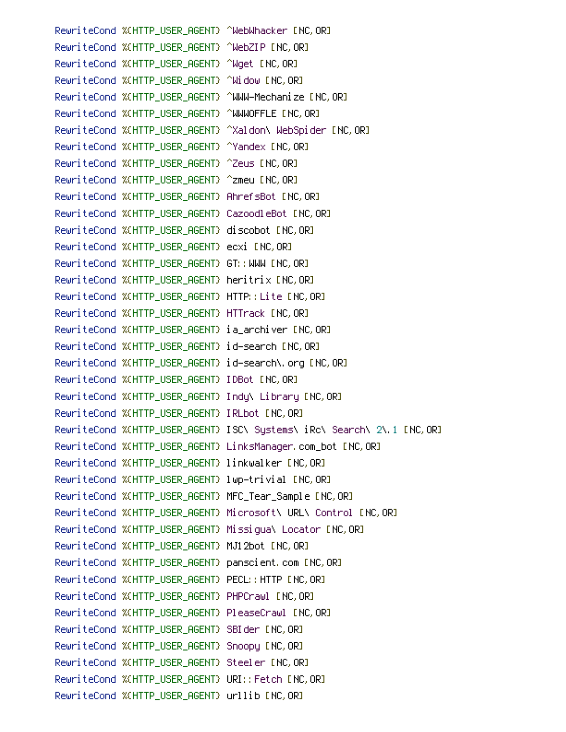```
RewriteCond %{HTTP_USER_AGENT} ^WebWhacker [NC,OR]
RewriteCond %{HTTP_USER_AGENT} ^WebZIP [NC,OR]
RewriteCond %{HTTP_USER_AGENT} ^Wget [NC,OR]
RewriteCond %{HTTP_USER_AGENT} ^Widow [NC,OR]
RewriteCond %{HTTP_USER_AGENT} ^WWW-Mechanize [NC,OR]
RewriteCond %{HTTP_USER_AGENT} ^WWWOFFLE [NC,OR]
RewriteCond %{HTTP_USER_AGENT} ^Xaldon\ WebSpider [NC,OR]
RewriteCond %{HTTP_USER_AGENT} ^Yandex [NC,OR]
RewriteCond %{HTTP_USER_AGENT} ^Zeus [NC,OR]
RewriteCond %{HTTP_USER_AGENT} ^zmeu [NC,OR]
RewriteCond %{HTTP_USER_AGENT} AhrefsBot [NC,OR]
RewriteCond %{HTTP_USER_AGENT} CazoodleBot [NC,OR]
RewriteCond %{HTTP_USER_AGENT} discobot [NC,OR]
RewriteCond %{HTTP_USER_AGENT} ecxi [NC,OR]
RewriteCond %{HTTP_USER_AGENT} GT::WWW [NC,OR]
RewriteCond %{HTTP_USER_AGENT} heritrix [NC,OR]
RewriteCond %{HTTP_USER_AGENT} HTTP::Lite [NC,OR]
RewriteCond %{HTTP_USER_AGENT} HTTrack [NC,OR]
RewriteCond %{HTTP_USER_AGENT} ia_archiver [NC,OR]
RewriteCond %{HTTP_USER_AGENT} id-search [NC,OR]
RewriteCond %{HTTP_USER_AGENT} id-search\.org [NC,OR]
RewriteCond %{HTTP_USER_AGENT} IDBot [NC,OR]
RewriteCond %{HTTP_USER_AGENT} Indy\ Library [NC,OR]
RewriteCond %{HTTP_USER_AGENT} IRLbot [NC,OR]
RewriteCond %{HTTP_USER_AGENT} ISC\ Systems\ iRc\ Search\ 2\.1 [NC,OR]
RewriteCond %{HTTP_USER_AGENT} LinksManager.com_bot [NC,OR]
RewriteCond %{HTTP_USER_AGENT} linkwalker [NC,OR]
RewriteCond %{HTTP_USER_AGENT} lwp-trivial [NC,OR]
RewriteCond %{HTTP_USER_AGENT} MFC_Tear_Sample [NC,OR]
RewriteCond %{HTTP_USER_AGENT} Microsoft\ URL\ Control [NC,OR]
RewriteCond %{HTTP_USER_AGENT} Missigua\ Locator [NC,OR]
RewriteCond %{HTTP_USER_AGENT} MJ12bot [NC,OR]
RewriteCond %{HTTP_USER_AGENT} panscient.com [NC,OR]
RewriteCond %{HTTP_USER_AGENT} PECL::HTTP [NC,OR]
RewriteCond %{HTTP_USER_AGENT} PHPCrawl [NC,OR]
RewriteCond %{HTTP_USER_AGENT} PleaseCrawl [NC,OR]
RewriteCond %{HTTP_USER_AGENT} SBIder [NC,OR]
RewriteCond %{HTTP_USER_AGENT} Snoopy [NC,OR]
RewriteCond %{HTTP_USER_AGENT} Steeler [NC,OR]
RewriteCond %{HTTP_USER_AGENT} URI::Fetch [NC,OR]
RewriteCond %{HTTP_USER_AGENT} urllib [NC,OR]
```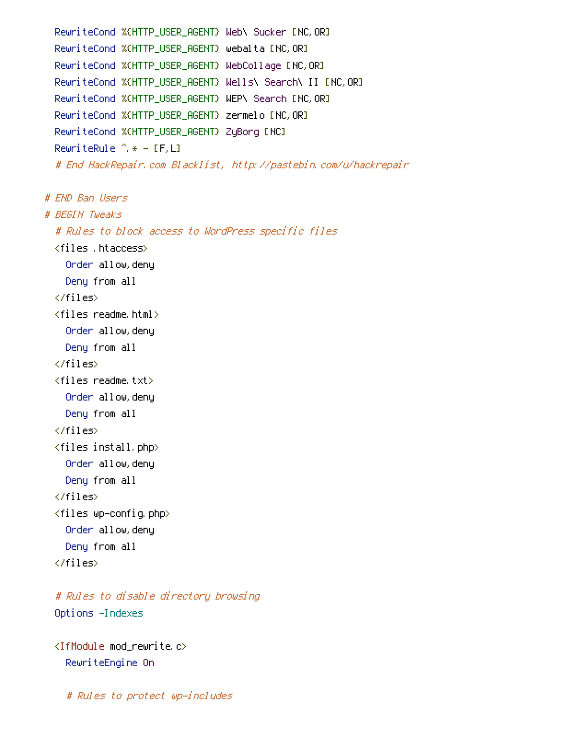```
  RewriteCond %{HTTP_USER_AGENT} Web\ Sucker [NC,OR]
  RewriteCond %{HTTP_USER_AGENT} webalta [NC,OR]
  RewriteCond %{HTTP_USER_AGENT} WebCollage [NC,OR]
  RewriteCond %{HTTP_USER_AGENT} Wells\ Search\ II [NC,OR]
  RewriteCond %{HTTP_USER_AGENT} WEP\ Search [NC,OR]
  RewriteCond %{HTTP_USER_AGENT} zermelo [NC,OR]
  RewriteCond %{HTTP_USER_AGENT} ZyBorg [NC]
  RewriteRule ^.* - [F,L]
  # End HackRepair.com Blacklist, http://pastebin.com/u/hackrepair

# END Ban Users
# BEGIN Tweaks
  # Rules to block access to WordPress specific files
  <files .htaccess>
    Order allow,deny
    Deny from all
  </files>
  <files readme.html>
    Order allow,deny
    Deny from all
  </files>
  <files readme.txt>
    Order allow,deny
    Deny from all
  </files>
  <files install.php>
    Order allow,deny
    Deny from all
  </files>
  <files wp-config.php>
    Order allow,deny
    Deny from all
  </files>

  # Rules to disable directory browsing
  Options -Indexes

  <IfModule mod_rewrite.c>
    RewriteEngine On

    # Rules to protect wp-includes
```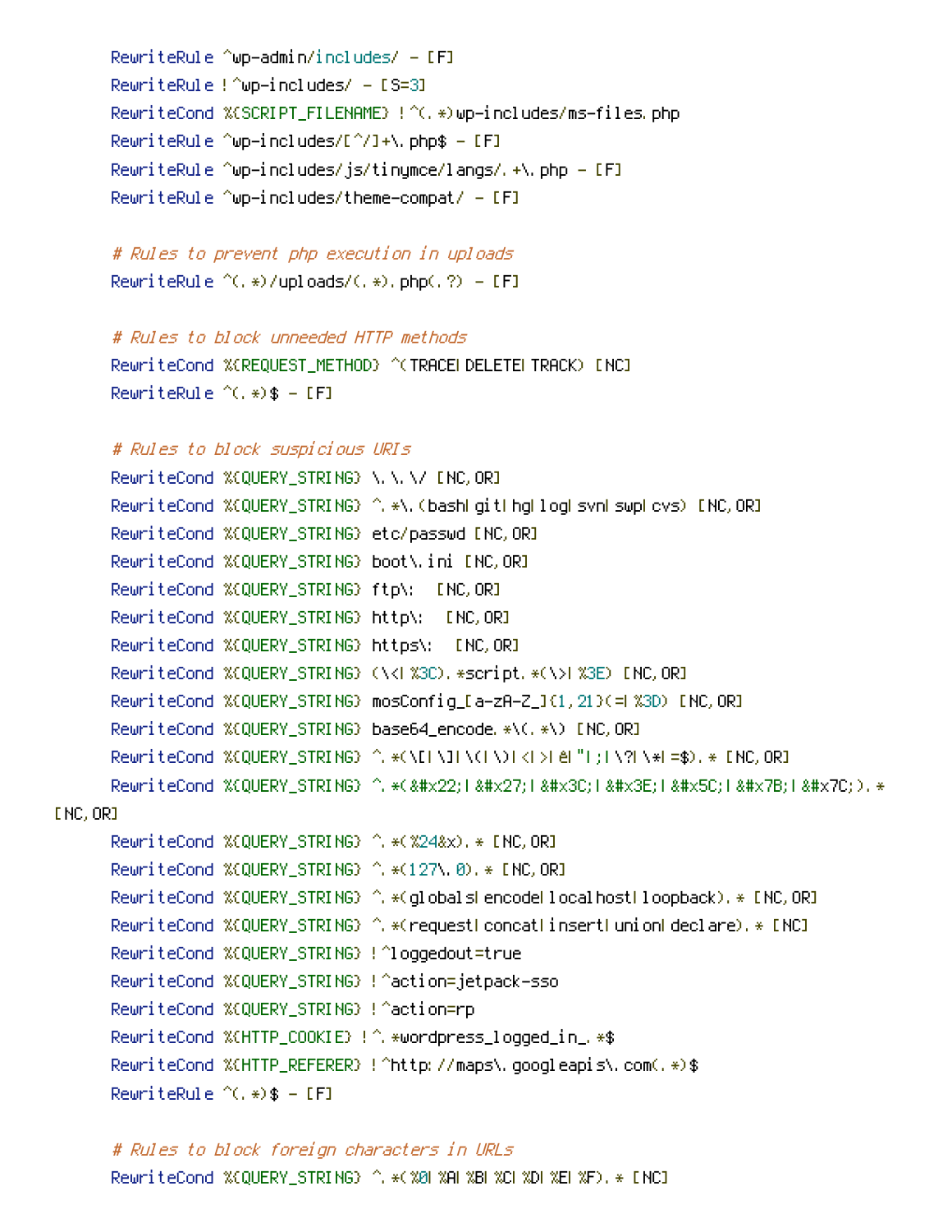```
RewriteRule ^wp-admin/includes/ - [F]
RewriteRule !^wp-includes/ - [S=3]
RewriteCond %{SCRIPT_FILENAME} !^(.*)wp-includes/ms-files.php
RewriteRule ^wp-includes/[^/]+\.php$ - [F]
RewriteRule ^wp-includes/js/tinymce/langs/.+\.php - [F]
RewriteRule ^wp-includes/theme-compat/ - [F]

# Rules to prevent php execution in uploads
RewriteRule ^(.*)/uploads/(.*).php(.?) - [F]

# Rules to block unneeded HTTP methods
RewriteCond %{REQUEST_METHOD} ^(TRACE|DELETE|TRACK) [NC]
RewriteRule ^(.*)$ - [F]

# Rules to block suspicious URIs
RewriteCond %{QUERY_STRING} \.\.\/ [NC,OR]
RewriteCond %{QUERY_STRING} ^.*\.(bash|git|hg|log|svn|swp|cvs) [NC,OR]
RewriteCond %{QUERY_STRING} etc/passwd [NC,OR]
RewriteCond %{QUERY_STRING} boot\.ini [NC,OR]
RewriteCond %{QUERY_STRING} ftp\:  [NC,OR]
RewriteCond %{QUERY_STRING} http\:  [NC,OR]
RewriteCond %{QUERY_STRING} https\:  [NC,OR]
RewriteCond %{QUERY_STRING} (\<|%3C).*script.*(\>|%3E) [NC,OR]
RewriteCond %{QUERY_STRING} mosConfig_[a-zA-Z_]{1,21}(=|%3D) [NC,OR]
RewriteCond %{QUERY_STRING} base64_encode.*\(.*\) [NC,OR]
RewriteCond %{QUERY_STRING} ^.*(\[|\]|\(|\)|<|>|ê|"|;|\?|\*|=$).* [NC,OR]
RewriteCond %{QUERY_STRING} ^.*(&#x22;|&#x27;|&#x3C;|&#x3E;|&#x5C;|&#x7B;|&#x7C;).*
[NC,OR]
RewriteCond %{QUERY_STRING} ^.*(%24&x).* [NC,OR]
RewriteCond %{QUERY_STRING} ^.*(127\.0).* [NC,OR]
RewriteCond %{QUERY_STRING} ^.*(globals|encode|localhost|loopback).* [NC,OR]
RewriteCond %{QUERY_STRING} ^.*(request|concat|insert|union|declare).* [NC]
RewriteCond %{QUERY_STRING} !^loggedout=true
RewriteCond %{QUERY_STRING} !^action=jetpack-sso
RewriteCond %{QUERY_STRING} !^action=rp
RewriteCond %{HTTP_COOKIE} !^.*wordpress_logged_in_.*$
RewriteCond %{HTTP_REFERER} !^http://maps\.googleapis\.com(.*)$
RewriteRule ^(.*)$ - [F]

# Rules to block foreign characters in URLs
RewriteCond %{QUERY_STRING} ^.*(%0|%A|%B|%C|%D|%E|%F).* [NC]
```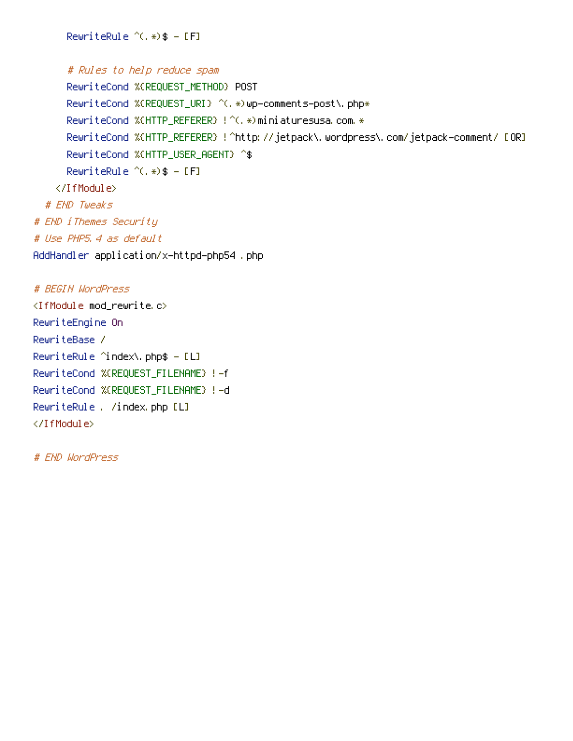```
        RewriteRule ^(.*)$ - [F]

        # Rules to help reduce spam
        RewriteCond %{REQUEST_METHOD} POST
        RewriteCond %{REQUEST_URI} ^(.*)wp-comments-post\.php*
        RewriteCond %{HTTP_REFERER} !^(.*)miniaturesusa.com.*
        RewriteCond %{HTTP_REFERER} !^http://jetpack\.wordpress\.com/jetpack-comment/ [OR]
        RewriteCond %{HTTP_USER_AGENT} ^$
        RewriteRule ^(.*)$ - [F]
    </IfModule>
  # END Tweaks
# END iThemes Security
# Use PHP5.4 as default
AddHandler application/x-httpd-php54 .php

# BEGIN WordPress
<IfModule mod_rewrite.c>
RewriteEngine On
RewriteBase /
RewriteRule ^index\.php$ - [L]
RewriteCond %{REQUEST_FILENAME} !-f
RewriteCond %{REQUEST_FILENAME} !-d
RewriteRule . /index.php [L]
</IfModule>

# END WordPress
```